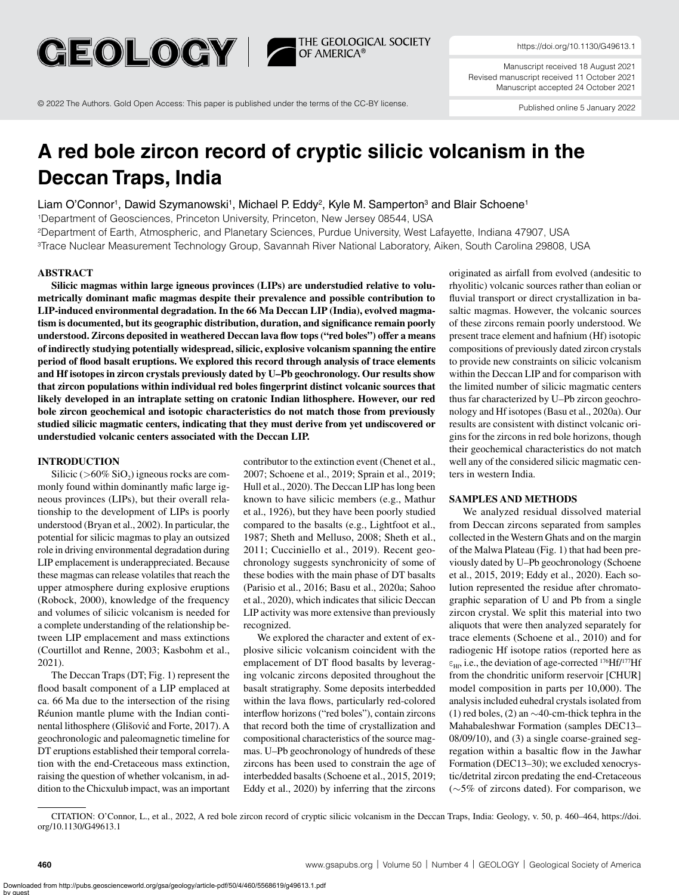# A red bole zircon record of cryptic silicic volcanism in the Deccan Traps, India

Liam O'Connor[1], Dawid Szymanowski[1], Michael P. Eddy[2], Kyle M. Samperton[3] and Blair Schoene[1]

[1]Department of Geosciences, Princeton University, Princeton, New Jersey 08544, USA
[2]Department of Earth, Atmospheric, and Planetary Sciences, Purdue University, West Lafayette, Indiana 47907, USA
[3]Trace Nuclear Measurement Technology Group, Savannah River National Laboratory, Aiken, South Carolina 29808, USA

## ABSTRACT

**Silicic magmas within large igneous provinces (LIPs) are understudied relative to volumetrically dominant mafic magmas despite their prevalence and possible contribution to LIP-induced environmental degradation. In the 66 Ma Deccan LIP (India), evolved magmatism is documented, but its geographic distribution, duration, and significance remain poorly understood. Zircons deposited in weathered Deccan lava flow tops ("red boles") offer a means of indirectly studying potentially widespread, silicic, explosive volcanism spanning the entire period of flood basalt eruptions. We explored this record through analysis of trace elements and Hf isotopes in zircon crystals previously dated by U–Pb geochronology. Our results show that zircon populations within individual red boles fingerprint distinct volcanic sources that likely developed in an intraplate setting on cratonic Indian lithosphere. However, our red bole zircon geochemical and isotopic characteristics do not match those from previously studied silicic magmatic centers, indicating that they must derive from yet undiscovered or understudied volcanic centers associated with the Deccan LIP.**

## INTRODUCTION

Silicic (>60% $SiO_2$) igneous rocks are commonly found within dominantly mafic large igneous provinces (LIPs), but their overall relationship to the development of LIPs is poorly understood (Bryan et al., 2002). In particular, the potential for silicic magmas to play an outsized role in driving environmental degradation during LIP emplacement is underappreciated. Because these magmas can release volatiles that reach the upper atmosphere during explosive eruptions (Robock, 2000), knowledge of the frequency and volumes of silicic volcanism is needed for a complete understanding of the relationship between LIP emplacement and mass extinctions (Courtillot and Renne, 2003; Kasbohm et al., 2021).

The Deccan Traps (DT; Fig. 1) represent the flood basalt component of a LIP emplaced at ca. 66 Ma due to the intersection of the rising Réunion mantle plume with the Indian continental lithosphere (Glišović and Forte, 2017). A geochronologic and paleomagnetic timeline for DT eruptions established their temporal correlation with the end-Cretaceous mass extinction, raising the question of whether volcanism, in addition to the Chicxulub impact, was an important contributor to the extinction event (Chenet et al., 2007; Schoene et al., 2019; Sprain et al., 2019; Hull et al., 2020). The Deccan LIP has long been known to have silicic members (e.g., Mathur et al., 1926), but they have been poorly studied compared to the basalts (e.g., Lightfoot et al., 1987; Sheth and Melluso, 2008; Sheth et al., 2011; Cucciniello et al., 2019). Recent geochronology suggests synchronicity of some of these bodies with the main phase of DT basalts (Parisio et al., 2016; Basu et al., 2020a; Sahoo et al., 2020), which indicates that silicic Deccan LIP activity was more extensive than previously recognized.

We explored the character and extent of explosive silicic volcanism coincident with the emplacement of DT flood basalts by leveraging volcanic zircons deposited throughout the basalt stratigraphy. Some deposits interbedded within the lava flows, particularly red-colored interflow horizons ("red boles"), contain zircons that record both the time of crystallization and compositional characteristics of the source magmas. U–Pb geochronology of hundreds of these zircons has been used to constrain the age of interbedded basalts (Schoene et al., 2015, 2019; Eddy et al., 2020) by inferring that the zircons originated as airfall from evolved (andesitic to rhyolitic) volcanic sources rather than eolian or fluvial transport or direct crystallization in basaltic magmas. However, the volcanic sources of these zircons remain poorly understood. We present trace element and hafnium (Hf) isotopic compositions of previously dated zircon crystals to provide new constraints on silicic volcanism within the Deccan LIP and for comparison with the limited number of silicic magmatic centers thus far characterized by U–Pb zircon geochronology and Hf isotopes (Basu et al., 2020a). Our results are consistent with distinct volcanic origins for the zircons in red bole horizons, though their geochemical characteristics do not match well any of the considered silicic magmatic centers in western India.

## SAMPLES AND METHODS

We analyzed residual dissolved material from Deccan zircons separated from samples collected in the Western Ghats and on the margin of the Malwa Plateau (Fig. 1) that had been previously dated by U–Pb geochronology (Schoene et al., 2015, 2019; Eddy et al., 2020). Each solution represented the residue after chromatographic separation of U and Pb from a single zircon crystal. We split this material into two aliquots that were then analyzed separately for trace elements (Schoene et al., 2010) and for radiogenic Hf isotope ratios (reported here as $\varepsilon_{Hf}$, i.e., the deviation of age-corrected $^{176}Hf/^{177}Hf$ from the chondritic uniform reservoir [CHUR] model composition in parts per 10,000). The analysis included euhedral crystals isolated from (1) red boles, (2) an ~40-cm-thick tephra in the Mahabaleshwar Formation (samples DEC13–08/09/10), and (3) a single coarse-grained segregation within a basaltic flow in the Jawhar Formation (DEC13–30); we excluded xenocrystic/detrital zircon predating the end-Cretaceous (~5% of zircons dated). For comparison, we

CITATION: O'Connor, L., et al., 2022, A red bole zircon record of cryptic silicic volcanism in the Deccan Traps, India: Geology, v. 50, p. 460–464, https://doi.org/10.1130/G49613.1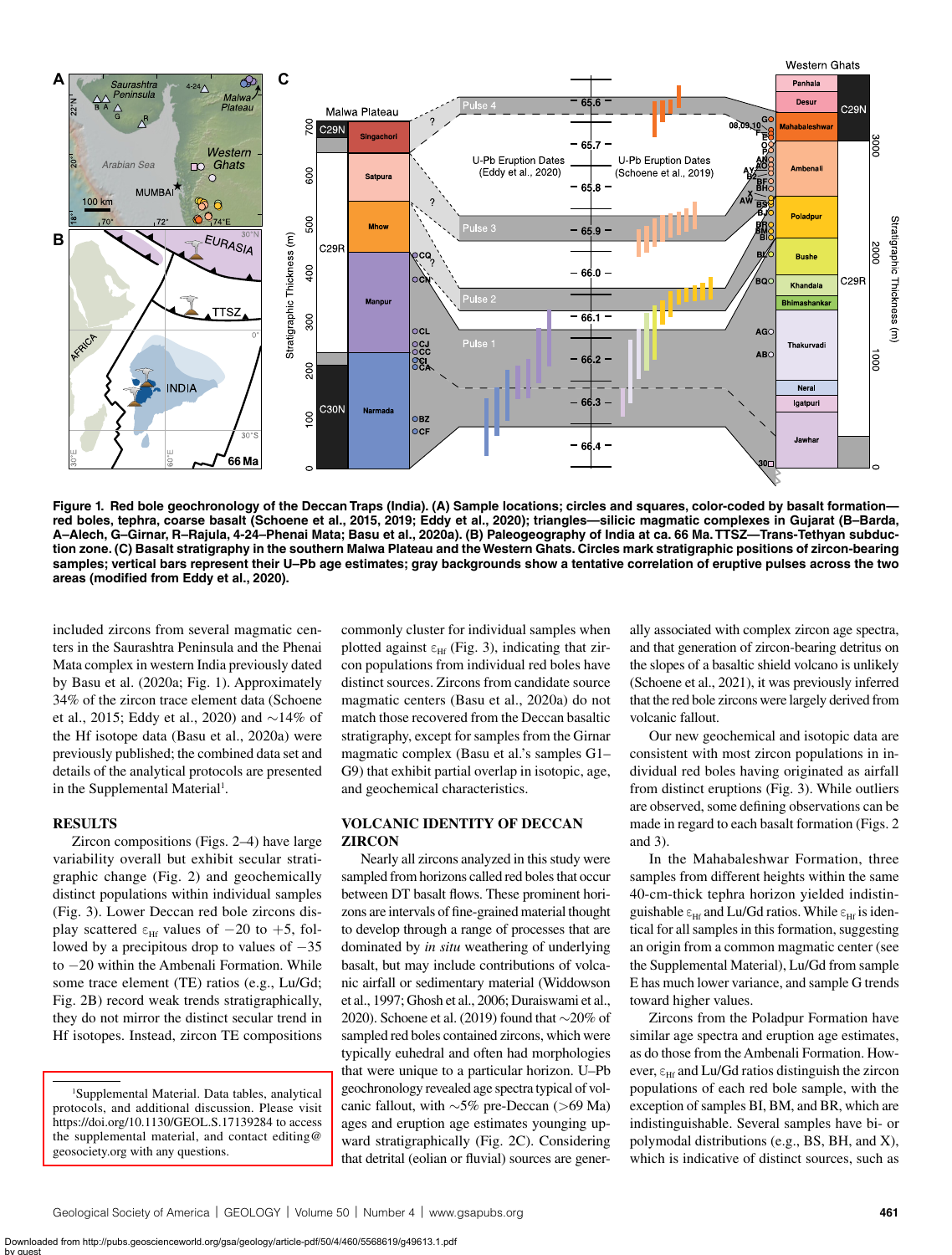Figure 1. **Red bole geochronology of the Deccan Traps (India). (A) Sample locations; circles and squares, color-coded by basalt formation—red boles, tephra, coarse basalt (Schoene et al., 2015, 2019; Eddy et al., 2020); triangles—silicic magmatic complexes in Gujarat (B–Barda, A–Alech, G–Girnar, R–Rajula, 4-24–Phenai Mata; Basu et al., 2020a). (B) Paleogeography of India at ca. 66 Ma. TTSZ—Trans-Tethyan subduction zone. (C) Basalt stratigraphy in the southern Malwa Plateau and the Western Ghats. Circles mark stratigraphic positions of zircon-bearing samples; vertical bars represent their U–Pb age estimates; gray backgrounds show a tentative correlation of eruptive pulses across the two areas (modified from Eddy et al., 2020).**

included zircons from several magmatic centers in the Saurashtra Peninsula and the Phenai Mata complex in western India previously dated by Basu et al. (2020a; Fig. 1). Approximately 34% of the zircon trace element data (Schoene et al., 2015; Eddy et al., 2020) and ~14% of the Hf isotope data (Basu et al., 2020a) were previously published; the combined data set and details of the analytical protocols are presented in the Supplemental Material[1].

## RESULTS

Zircon compositions (Figs. 2–4) have large variability overall but exhibit secular stratigraphic change (Fig. 2) and geochemically distinct populations within individual samples (Fig. 3). Lower Deccan red bole zircons display scattered $\varepsilon_{Hf}$ values of −20 to +5, followed by a precipitous drop to values of −35 to −20 within the Ambenali Formation. While some trace element (TE) ratios (e.g., Lu/Gd; Fig. 2B) record weak trends stratigraphically, they do not mirror the distinct secular trend in Hf isotopes. Instead, zircon TE compositions commonly cluster for individual samples when plotted against $\varepsilon_{Hf}$ (Fig. 3), indicating that zircon populations from individual red boles have distinct sources. Zircons from candidate source magmatic centers (Basu et al., 2020a) do not match those recovered from the Deccan basaltic stratigraphy, except for samples from the Girnar magmatic complex (Basu et al.'s samples G1–G9) that exhibit partial overlap in isotopic, age, and geochemical characteristics.

## VOLCANIC IDENTITY OF DECCAN ZIRCON

Nearly all zircons analyzed in this study were sampled from horizons called red boles that occur between DT basalt flows. These prominent horizons are intervals of fine-grained material thought to develop through a range of processes that are dominated by *in situ* weathering of underlying basalt, but may include contributions of volcanic airfall or sedimentary material (Widdowson et al., 1997; Ghosh et al., 2006; Duraiswami et al., 2020). Schoene et al. (2019) found that ~20% of sampled red boles contained zircons, which were typically euhedral and often had morphologies that were unique to a particular horizon. U–Pb geochronology revealed age spectra typical of volcanic fallout, with ~5% pre-Deccan (>69 Ma) ages and eruption age estimates younging upward stratigraphically (Fig. 2C). Considering that detrital (eolian or fluvial) sources are generally associated with complex zircon age spectra, and that generation of zircon-bearing detritus on the slopes of a basaltic shield volcano is unlikely (Schoene et al., 2021), it was previously inferred that the red bole zircons were largely derived from volcanic fallout.

Our new geochemical and isotopic data are consistent with most zircon populations in individual red boles having originated as airfall from distinct eruptions (Fig. 3). While outliers are observed, some defining observations can be made in regard to each basalt formation (Figs. 2 and 3).

In the Mahabaleshwar Formation, three samples from different heights within the same 40-cm-thick tephra horizon yielded indistinguishable $\varepsilon_{Hf}$ and Lu/Gd ratios. While $\varepsilon_{Hf}$ is identical for all samples in this formation, suggesting an origin from a common magmatic center (see the Supplemental Material), Lu/Gd from sample E has much lower variance, and sample G trends toward higher values.

Zircons from the Poladpur Formation have similar age spectra and eruption age estimates, as do those from the Ambenali Formation. However, $\varepsilon_{Hf}$ and Lu/Gd ratios distinguish the zircon populations of each red bole sample, with the exception of samples BI, BM, and BR, which are indistinguishable. Several samples have bi- or polymodal distributions (e.g., BS, BH, and X), which is indicative of distinct sources, such as

[1]Supplemental Material. Data tables, analytical protocols, and additional discussion. Please visit https://doi.org/10.1130/GEOL.S.17139284 to access the supplemental material, and contact editing@geosociety.org with any questions.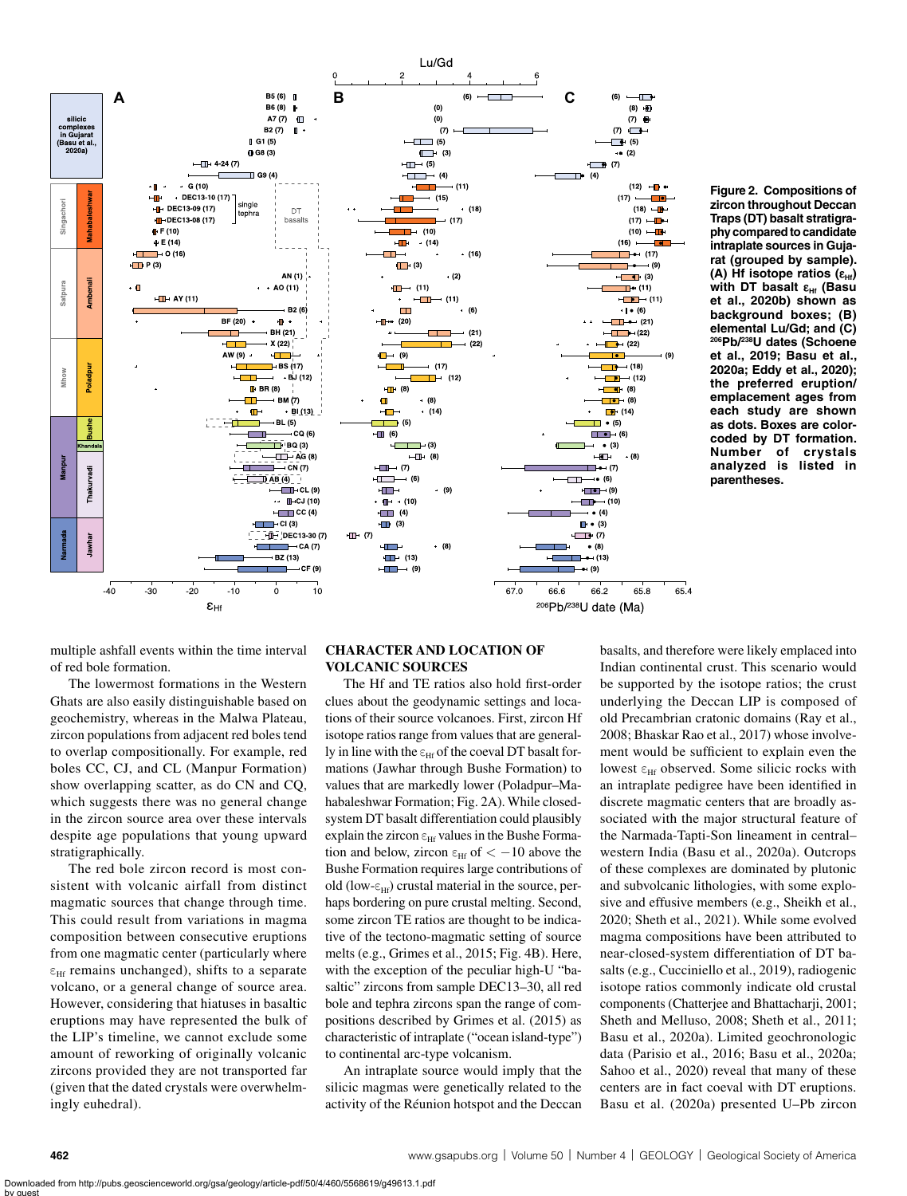**Figure 2. Compositions of zircon throughout Deccan Traps (DT) basalt stratigraphy compared to candidate intraplate sources in Gujarat (grouped by sample). (A) Hf isotope ratios ($\varepsilon_{Hf}$) with DT basalt $\varepsilon_{Hf}$ (Basu et al., 2020b) shown as background boxes; (B) elemental Lu/Gd; and (C) $^{206}Pb/^{238}U$ dates (Schoene et al., 2019; Basu et al., 2020a; Eddy et al., 2020); the preferred eruption/emplacement ages from each study are shown as dots. Boxes are color-coded by DT formation. Number of crystals analyzed is listed in parentheses.**

multiple ashfall events within the time interval of red bole formation.

The lowermost formations in the Western Ghats are also easily distinguishable based on geochemistry, whereas in the Malwa Plateau, zircon populations from adjacent red boles tend to overlap compositionally. For example, red boles CC, CJ, and CL (Manpur Formation) show overlapping scatter, as do CN and CQ, which suggests there was no general change in the zircon source area over these intervals despite age populations that young upward stratigraphically.

The red bole zircon record is most consistent with volcanic airfall from distinct magmatic sources that change through time. This could result from variations in magma composition between consecutive eruptions from one magmatic center (particularly where $\varepsilon_{Hf}$ remains unchanged), shifts to a separate volcano, or a general change of source area. However, considering that hiatuses in basaltic eruptions may have represented the bulk of the LIP's timeline, we cannot exclude some amount of reworking of originally volcanic zircons provided they are not transported far (given that the dated crystals were overwhelmingly euhedral).

## CHARACTER AND LOCATION OF VOLCANIC SOURCES

The Hf and TE ratios also hold first-order clues about the geodynamic settings and locations of their source volcanoes. First, zircon Hf isotope ratios range from values that are generally in line with the $\varepsilon_{Hf}$ of the coeval DT basalt formations (Jawhar through Bushe Formation) to values that are markedly lower (Poladpur–Mahabaleshwar Formation; Fig. 2A). While closed-system DT basalt differentiation could plausibly explain the zircon $\varepsilon_{Hf}$ values in the Bushe Formation and below, zircon $\varepsilon_{Hf}$ of $< -10$ above the Bushe Formation requires large contributions of old (low-$\varepsilon_{Hf}$) crustal material in the source, perhaps bordering on pure crustal melting. Second, some zircon TE ratios are thought to be indicative of the tectono-magmatic setting of source melts (e.g., Grimes et al., 2015; Fig. 4B). Here, with the exception of the peculiar high-U "basaltic" zircons from sample DEC13–30, all red bole and tephra zircons span the range of compositions described by Grimes et al. (2015) as characteristic of intraplate ("ocean island-type") to continental arc-type volcanism.

An intraplate source would imply that the silicic magmas were genetically related to the activity of the Réunion hotspot and the Deccan basalts, and therefore were likely emplaced into Indian continental crust. This scenario would be supported by the isotope ratios; the crust underlying the Deccan LIP is composed of old Precambrian cratonic domains (Ray et al., 2008; Bhaskar Rao et al., 2017) whose involvement would be sufficient to explain even the lowest $\varepsilon_{Hf}$ observed. Some silicic rocks with an intraplate pedigree have been identified in discrete magmatic centers that are broadly associated with the major structural feature of the Narmada-Tapti-Son lineament in central–western India (Basu et al., 2020a). Outcrops of these complexes are dominated by plutonic and subvolcanic lithologies, with some explosive and effusive members (e.g., Sheikh et al., 2020; Sheth et al., 2021). While some evolved magma compositions have been attributed to near-closed-system differentiation of DT basalts (e.g., Cucciniello et al., 2019), radiogenic isotope ratios commonly indicate old crustal components (Chatterjee and Bhattacharji, 2001; Sheth and Melluso, 2008; Sheth et al., 2011; Basu et al., 2020a). Limited geochronologic data (Parisio et al., 2016; Basu et al., 2020a; Sahoo et al., 2020) reveal that many of these centers are in fact coeval with DT eruptions. Basu et al. (2020a) presented U–Pb zircon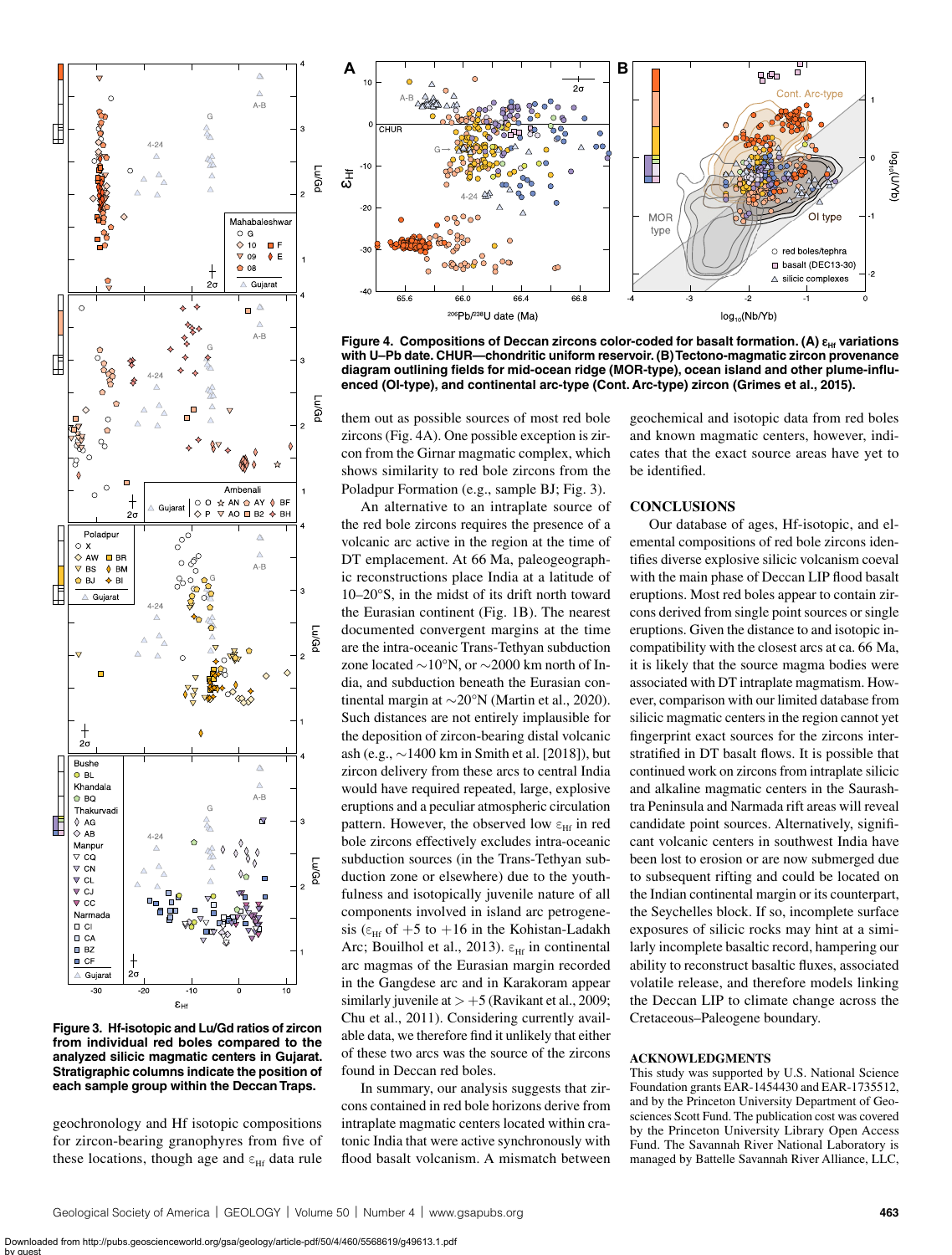**Figure 3. Hf-isotopic and Lu/Gd ratios of zircon from individual red boles compared to the analyzed silicic magmatic centers in Gujarat. Stratigraphic columns indicate the position of each sample group within the Deccan Traps.**

**Figure 4. Compositions of Deccan zircons color-coded for basalt formation. (A) $\varepsilon_{Hf}$ variations with U–Pb date. CHUR—chondritic uniform reservoir. (B) Tectono-magmatic zircon provenance diagram outlining fields for mid-ocean ridge (MOR-type), ocean island and other plume-influenced (OI-type), and continental arc-type (Cont. Arc-type) zircon (Grimes et al., 2015).**

geochronology and Hf isotopic compositions for zircon-bearing granophyres from five of these locations, though age and $\varepsilon_{Hf}$ data rule them out as possible sources of most red bole zircons (Fig. 4A). One possible exception is zircon from the Girnar magmatic complex, which shows similarity to red bole zircons from the Poladpur Formation (e.g., sample BJ; Fig. 3).

An alternative to an intraplate source of the red bole zircons requires the presence of a volcanic arc active in the region at the time of DT emplacement. At 66 Ma, paleogeographic reconstructions place India at a latitude of 10–20°S, in the midst of its drift north toward the Eurasian continent (Fig. 1B). The nearest documented convergent margins at the time are the intra-oceanic Trans-Tethyan subduction zone located ∼10°N, or ∼2000 km north of India, and subduction beneath the Eurasian continental margin at ∼20°N (Martin et al., 2020). Such distances are not entirely implausible for the deposition of zircon-bearing distal volcanic ash (e.g., ∼1400 km in Smith et al. [2018]), but zircon delivery from these arcs to central India would have required repeated, large, explosive eruptions and a peculiar atmospheric circulation pattern. However, the observed low $\varepsilon_{Hf}$ in red bole zircons effectively excludes intra-oceanic subduction sources (in the Trans-Tethyan subduction zone or elsewhere) due to the youthfulness and isotopically juvenile nature of all components involved in island arc petrogenesis ($\varepsilon_{Hf}$ of +5 to +16 in the Kohistan-Ladakh Arc; Bouilhol et al., 2013). $\varepsilon_{Hf}$ in continental arc magmas of the Eurasian margin recorded in the Gangdese arc and in Karakoram appear similarly juvenile at > +5 (Ravikant et al., 2009; Chu et al., 2011). Considering currently available data, we therefore find it unlikely that either of these two arcs was the source of the zircons found in Deccan red boles.

In summary, our analysis suggests that zircons contained in red bole horizons derive from intraplate magmatic centers located within cratonic India that were active synchronously with flood basalt volcanism. A mismatch between geochemical and isotopic data from red boles and known magmatic centers, however, indicates that the exact source areas have yet to be identified.

## CONCLUSIONS

Our database of ages, Hf-isotopic, and elemental compositions of red bole zircons identifies diverse explosive silicic volcanism coeval with the main phase of Deccan LIP flood basalt eruptions. Most red boles appear to contain zircons derived from single point sources or single eruptions. Given the distance to and isotopic incompatibility with the closest arcs at ca. 66 Ma, it is likely that the source magma bodies were associated with DT intraplate magmatism. However, comparison with our limited database from silicic magmatic centers in the region cannot yet fingerprint exact sources for the zircons interstratified in DT basalt flows. It is possible that continued work on zircons from intraplate silicic and alkaline magmatic centers in the Saurashtra Peninsula and Narmada rift areas will reveal candidate point sources. Alternatively, significant volcanic centers in southwest India have been lost to erosion or are now submerged due to subsequent rifting and could be located on the Indian continental margin or its counterpart, the Seychelles block. If so, incomplete surface exposures of silicic rocks may hint at a similarly incomplete basaltic record, hampering our ability to reconstruct basaltic fluxes, associated volatile release, and therefore models linking the Deccan LIP to climate change across the Cretaceous–Paleogene boundary.

## ACKNOWLEDGMENTS

This study was supported by U.S. National Science Foundation grants EAR-1454430 and EAR-1735512, and by the Princeton University Department of Geosciences Scott Fund. The publication cost was covered by the Princeton University Library Open Access Fund. The Savannah River National Laboratory is managed by Battelle Savannah River Alliance, LLC,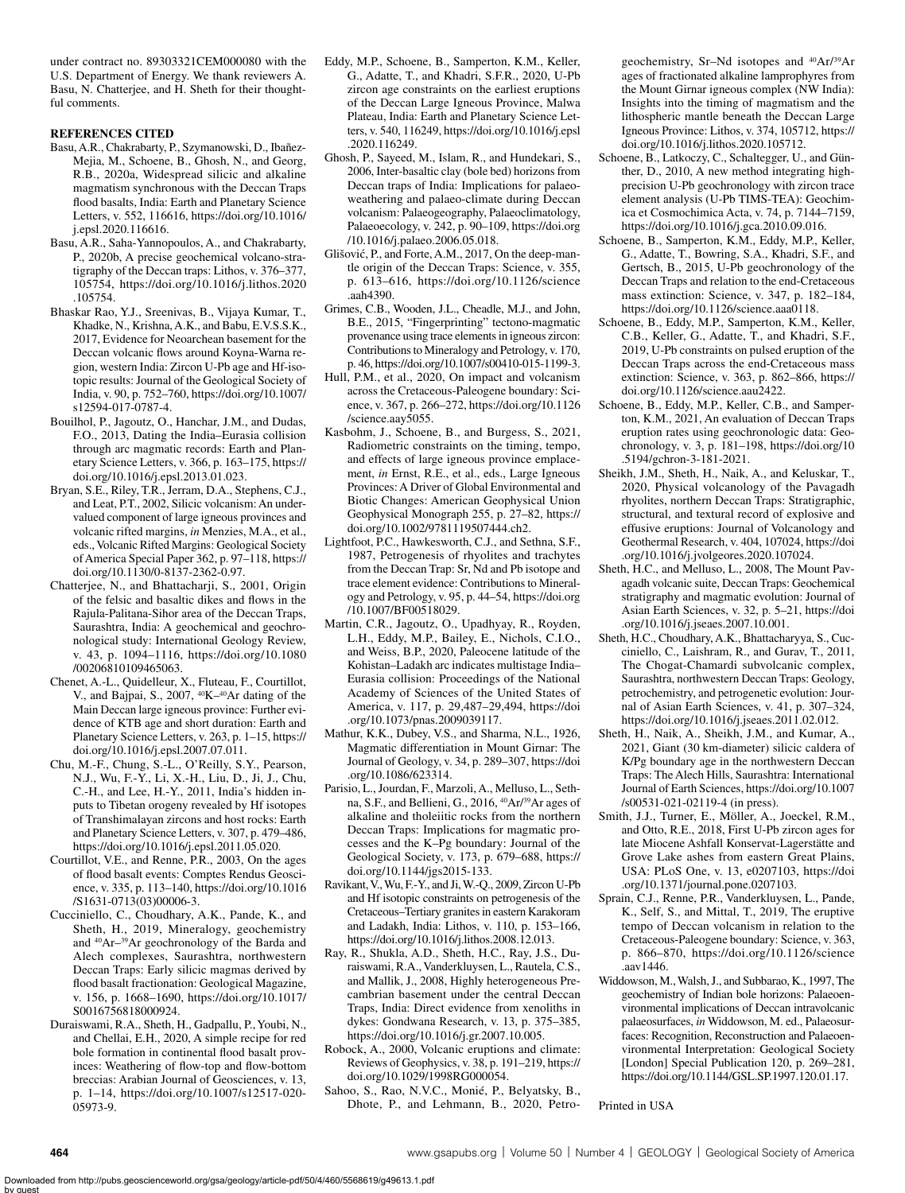under contract no. 89303321CEM000080 with the U.S. Department of Energy. We thank reviewers A. Basu, N. Chatterjee, and H. Sheth for their thoughtful comments.

## REFERENCES CITED

Basu, A.R., Chakrabarty, P., Szymanowski, D., Ibañez-Mejia, M., Schoene, B., Ghosh, N., and Georg, R.B., 2020a, Widespread silicic and alkaline magmatism synchronous with the Deccan Traps flood basalts, India: Earth and Planetary Science Letters, v. 552, 116616, https://doi.org/10.1016/j.epsl.2020.116616.

Basu, A.R., Saha-Yannopoulos, A., and Chakrabarty, P., 2020b, A precise geochemical volcano-stratigraphy of the Deccan traps: Lithos, v. 376–377, 105754, https://doi.org/10.1016/j.lithos.2020.105754.

Bhaskar Rao, Y.J., Sreenivas, B., Vijaya Kumar, T., Khadke, N., Krishna, A.K., and Babu, E.V.S.S.K., 2017, Evidence for Neoarchean basement for the Deccan volcanic flows around Koyna-Warna region, western India: Zircon U-Pb age and Hf-isotopic results: Journal of the Geological Society of India, v. 90, p. 752–760, https://doi.org/10.1007/s12594-017-0787-4.

Bouilhol, P., Jagoutz, O., Hanchar, J.M., and Dudas, F.O., 2013, Dating the India–Eurasia collision through arc magmatic records: Earth and Planetary Science Letters, v. 366, p. 163–175, https://doi.org/10.1016/j.epsl.2013.01.023.

Bryan, S.E., Riley, T.R., Jerram, D.A., Stephens, C.J., and Leat, P.T., 2002, Silicic volcanism: An undervalued component of large igneous provinces and volcanic rifted margins, *in* Menzies, M.A., et al., eds., Volcanic Rifted Margins: Geological Society of America Special Paper 362, p. 97–118, https://doi.org/10.1130/0-8137-2362-0.97.

Chatterjee, N., and Bhattacharji, S., 2001, Origin of the felsic and basaltic dikes and flows in the Rajula-Palitana-Sihor area of the Deccan Traps, Saurashtra, India: A geochemical and geochronological study: International Geology Review, v. 43, p. 1094–1116, https://doi.org/10.1080/00206810109465063.

Chenet, A.-L., Quidelleur, X., Fluteau, F., Courtillot, V., and Bajpai, S., 2007, $^{40}$K–$^{40}$Ar dating of the Main Deccan large igneous province: Further evidence of KTB age and short duration: Earth and Planetary Science Letters, v. 263, p. 1–15, https://doi.org/10.1016/j.epsl.2007.07.011.

Chu, M.-F., Chung, S.-L., O'Reilly, S.Y., Pearson, N.J., Wu, F.-Y., Li, X.-H., Liu, D., Ji, J., Chu, C.-H., and Lee, H.-Y., 2011, India's hidden inputs to Tibetan orogeny revealed by Hf isotopes of Transhimalayan zircons and host rocks: Earth and Planetary Science Letters, v. 307, p. 479–486, https://doi.org/10.1016/j.epsl.2011.05.020.

Courtillot, V.E., and Renne, P.R., 2003, On the ages of flood basalt events: Comptes Rendus Geoscience, v. 335, p. 113–140, https://doi.org/10.1016/S1631-0713(03)00006-3.

Cucciniello, C., Choudhary, A.K., Pande, K., and Sheth, H., 2019, Mineralogy, geochemistry and $^{40}$Ar–$^{39}$Ar geochronology of the Barda and Alech complexes, Saurashtra, northwestern Deccan Traps: Early silicic magmas derived by flood basalt fractionation: Geological Magazine, v. 156, p. 1668–1690, https://doi.org/10.1017/S0016756818000924.

Duraiswami, R.A., Sheth, H., Gadpallu, P., Youbi, N., and Chellai, E.H., 2020, A simple recipe for red bole formation in continental flood basalt provinces: Weathering of flow-top and flow-bottom breccias: Arabian Journal of Geosciences, v. 13, p. 1–14, https://doi.org/10.1007/s12517-020-05973-9.

Eddy, M.P., Schoene, B., Samperton, K.M., Keller, G., Adatte, T., and Khadri, S.F.R., 2020, U-Pb zircon age constraints on the earliest eruptions of the Deccan Large Igneous Province, Malwa Plateau, India: Earth and Planetary Science Letters, v. 540, 116249, https://doi.org/10.1016/j.epsl.2020.116249.

Ghosh, P., Sayeed, M., Islam, R., and Hundekari, S., 2006, Inter-basaltic clay (bole bed) horizons from Deccan traps of India: Implications for palaeo-weathering and palaeo-climate during Deccan volcanism: Palaeogeography, Palaeoclimatology, Palaeoecology, v. 242, p. 90–109, https://doi.org/10.1016/j.palaeo.2006.05.018.

Glišović, P., and Forte, A.M., 2017, On the deep-mantle origin of the Deccan Traps: Science, v. 355, p. 613–616, https://doi.org/10.1126/science.aah4390.

Grimes, C.B., Wooden, J.L., Cheadle, M.J., and John, B.E., 2015, "Fingerprinting" tectono-magmatic provenance using trace elements in igneous zircon: Contributions to Mineralogy and Petrology, v. 170, p. 46, https://doi.org/10.1007/s00410-015-1199-3.

Hull, P.M., et al., 2020, On impact and volcanism across the Cretaceous-Paleogene boundary: Science, v. 367, p. 266–272, https://doi.org/10.1126/science.aay5055.

Kasbohm, J., Schoene, B., and Burgess, S., 2021, Radiometric constraints on the timing, tempo, and effects of large igneous province emplacement, *in* Ernst, R.E., et al., eds., Large Igneous Provinces: A Driver of Global Environmental and Biotic Changes: American Geophysical Union Geophysical Monograph 255, p. 27–82, https://doi.org/10.1002/9781119507444.ch2.

Lightfoot, P.C., Hawkesworth, C.J., and Sethna, S.F., 1987, Petrogenesis of rhyolites and trachytes from the Deccan Trap: Sr, Nd and Pb isotope and trace element evidence: Contributions to Mineralogy and Petrology, v. 95, p. 44–54, https://doi.org/10.1007/BF00518029.

Martin, C.R., Jagoutz, O., Upadhyay, R., Royden, L.H., Eddy, M.P., Bailey, E., Nichols, C.I.O., and Weiss, B.P., 2020, Paleocene latitude of the Kohistan–Ladakh arc indicates multistage India–Eurasia collision: Proceedings of the National Academy of Sciences of the United States of America, v. 117, p. 29,487–29,494, https://doi.org/10.1073/pnas.2009039117.

Mathur, K.K., Dubey, V.S., and Sharma, N.L., 1926, Magmatic differentiation in Mount Girnar: The Journal of Geology, v. 34, p. 289–307, https://doi.org/10.1086/623314.

Parisio, L., Jourdan, F., Marzoli, A., Melluso, L., Sethna, S.F., and Bellieni, G., 2016, $^{40}$Ar/$^{39}$Ar ages of alkaline and tholeiitic rocks from the northern Deccan Traps: Implications for magmatic processes and the K–Pg boundary: Journal of the Geological Society, v. 173, p. 679–688, https://doi.org/10.1144/jgs2015-133.

Ravikant, V., Wu, F.-Y., and Ji, W.-Q., 2009, Zircon U-Pb and Hf isotopic constraints on petrogenesis of the Cretaceous–Tertiary granites in eastern Karakoram and Ladakh, India: Lithos, v. 110, p. 153–166, https://doi.org/10.1016/j.lithos.2008.12.013.

Ray, R., Shukla, A.D., Sheth, H.C., Ray, J.S., Duraiswami, R.A., Vanderkluysen, L., Rautela, C.S., and Mallik, J., 2008, Highly heterogeneous Precambrian basement under the central Deccan Traps, India: Direct evidence from xenoliths in dykes: Gondwana Research, v. 13, p. 375–385, https://doi.org/10.1016/j.gr.2007.10.005.

Robock, A., 2000, Volcanic eruptions and climate: Reviews of Geophysics, v. 38, p. 191–219, https://doi.org/10.1029/1998RG000054.

Sahoo, S., Rao, N.V.C., Monié, P., Belyatsky, B., Dhote, P., and Lehmann, B., 2020, Petrogeochemistry, Sr–Nd isotopes and $^{40}$Ar/$^{39}$Ar ages of fractionated alkaline lamprophyres from the Mount Girnar igneous complex (NW India): Insights into the timing of magmatism and the lithospheric mantle beneath the Deccan Large Igneous Province: Lithos, v. 374, 105712, https://doi.org/10.1016/j.lithos.2020.105712.

Schoene, B., Latkoczy, C., Schaltegger, U., and Günther, D., 2010, A new method integrating high-precision U-Pb geochronology with zircon trace element analysis (U-Pb TIMS-TEA): Geochimica et Cosmochimica Acta, v. 74, p. 7144–7159, https://doi.org/10.1016/j.gca.2010.09.016.

Schoene, B., Samperton, K.M., Eddy, M.P., Keller, G., Adatte, T., Bowring, S.A., Khadri, S.F., and Gertsch, B., 2015, U-Pb geochronology of the Deccan Traps and relation to the end-Cretaceous mass extinction: Science, v. 347, p. 182–184, https://doi.org/10.1126/science.aaa0118.

Schoene, B., Eddy, M.P., Samperton, K.M., Keller, C.B., Keller, G., Adatte, T., and Khadri, S.F., 2019, U-Pb constraints on pulsed eruption of the Deccan Traps across the end-Cretaceous mass extinction: Science, v. 363, p. 862–866, https://doi.org/10.1126/science.aau2422.

Schoene, B., Eddy, M.P., Keller, C.B., and Samperton, K.M., 2021, An evaluation of Deccan Traps eruption rates using geochronologic data: Geochronology, v. 3, p. 181–198, https://doi.org/10.5194/gchron-3-181-2021.

Sheikh, J.M., Sheth, H., Naik, A., and Keluskar, T., 2020, Physical volcanology of the Pavagadh rhyolites, northern Deccan Traps: Stratigraphic, structural, and textural record of explosive and effusive eruptions: Journal of Volcanology and Geothermal Research, v. 404, 107024, https://doi.org/10.1016/j.jvolgeores.2020.107024.

Sheth, H.C., and Melluso, L., 2008, The Mount Pavagadh volcanic suite, Deccan Traps: Geochemical stratigraphy and magmatic evolution: Journal of Asian Earth Sciences, v. 32, p. 5–21, https://doi.org/10.1016/j.jseaes.2007.10.001.

Sheth, H.C., Choudhary, A.K., Bhattacharyya, S., Cucciniello, C., Laishram, R., and Gurav, T., 2011, The Chogat-Chamardi subvolcanic complex, Saurashtra, northwestern Deccan Traps: Geology, petrochemistry, and petrogenetic evolution: Journal of Asian Earth Sciences, v. 41, p. 307–324, https://doi.org/10.1016/j.jseaes.2011.02.012.

Sheth, H., Naik, A., Sheikh, J.M., and Kumar, A., 2021, Giant (30 km-diameter) silicic caldera of K/Pg boundary age in the northwestern Deccan Traps: The Alech Hills, Saurashtra: International Journal of Earth Sciences, https://doi.org/10.1007/s00531-021-02119-4 (in press).

Smith, J.J., Turner, E., Möller, A., Joeckel, R.M., and Otto, R.E., 2018, First U-Pb zircon ages for late Miocene Ashfall Konservat-Lagerstätte and Grove Lake ashes from eastern Great Plains, USA: PLoS One, v. 13, e0207103, https://doi.org/10.1371/journal.pone.0207103.

Sprain, C.J., Renne, P.R., Vanderkluysen, L., Pande, K., Self, S., and Mittal, T., 2019, The eruptive tempo of Deccan volcanism in relation to the Cretaceous-Paleogene boundary: Science, v. 363, p. 866–870, https://doi.org/10.1126/science.aav1446.

Widdowson, M., Walsh, J., and Subbarao, K., 1997, The geochemistry of Indian bole horizons: Palaeoenvironmental implications of Deccan intravolcanic palaeosurfaces, *in* Widdowson, M. ed., Palaeosurfaces: Recognition, Reconstruction and Palaeoenvironmental Interpretation: Geological Society [London] Special Publication 120, p. 269–281, https://doi.org/10.1144/GSL.SP.1997.120.01.17.

Printed in USA